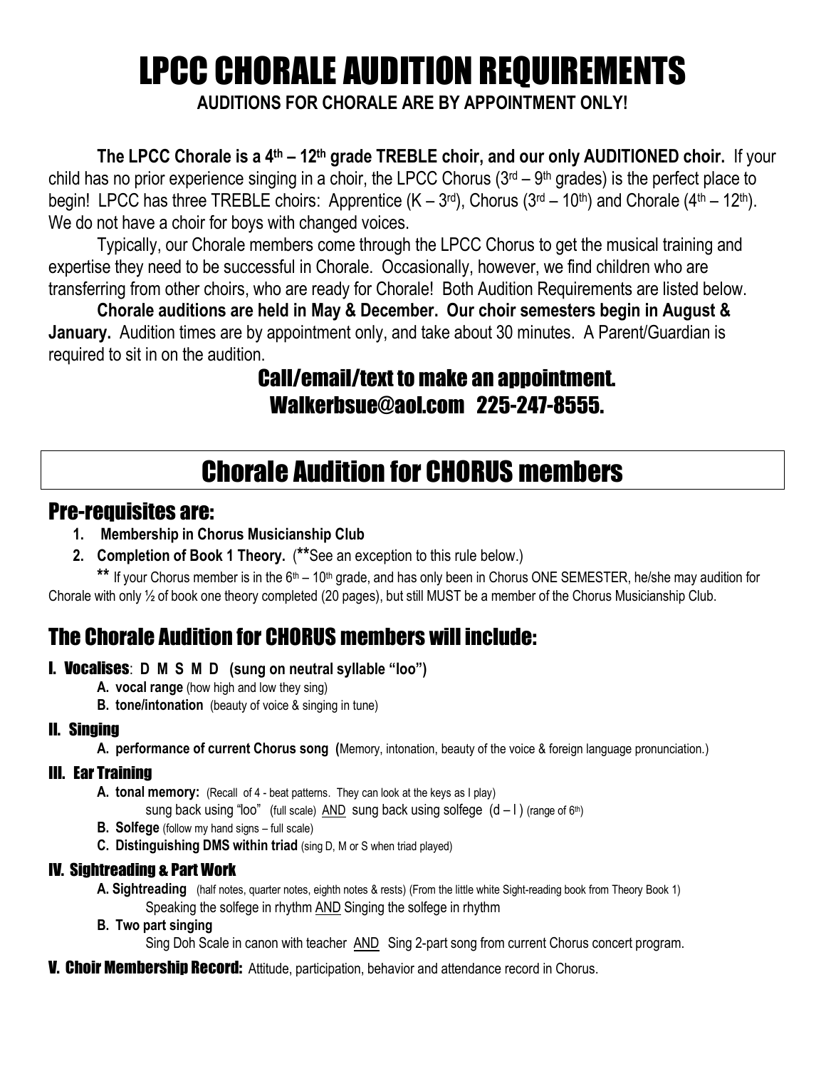# LPCC CHORALE AUDITION REQUIREMENTS

**AUDITIONS FOR CHORALE ARE BY APPOINTMENT ONLY!**

**The LPCC Chorale is a 4th – 12th grade TREBLE choir, and our only AUDITIONED choir.** If your child has no prior experience singing in a choir, the LPCC Chorus (3rd – 9th grades) is the perfect place to begin! LPCC has three TREBLE choirs: Apprentice (K – 3rd), Chorus (3rd – 10th) and Chorale (4th – 12th). We do not have a choir for boys with changed voices.

Typically, our Chorale members come through the LPCC Chorus to get the musical training and expertise they need to be successful in Chorale. Occasionally, however, we find children who are transferring from other choirs, who are ready for Chorale! Both Audition Requirements are listed below.

**Chorale auditions are held in May & December. Our choir semesters begin in August & January.** Audition times are by appointment only, and take about 30 minutes. A Parent/Guardian is required to sit in on the audition.

**Call/email/text to make an appointment.**
**Walkerbsue@aol.com 225-247-8555.**

## Chorale Audition for CHORUS members

### Pre-requisites are:

1. **Membership in Chorus Musicianship Club**
2. **Completion of Book 1 Theory.** (**See an exception to this rule below.)

** If your Chorus member is in the 6th – 10th grade, and has only been in Chorus ONE SEMESTER, he/she may audition for Chorale with only ½ of book one theory completed (20 pages), but still MUST be a member of the Chorus Musicianship Club.

### The Chorale Audition for CHORUS members will include:

**I. Vocalises**: **D M S M D (sung on neutral syllable "loo")**

- **A. vocal range** (how high and low they sing)
- **B. tone/intonation** (beauty of voice & singing in tune)

**II. Singing**

- **A. performance of current Chorus song (**Memory, intonation, beauty of the voice & foreign language pronunciation.)

**III. Ear Training**

- **A. tonal memory:** (Recall of 4 - beat patterns. They can look at the keys as I play)
  sung back using "loo" (full scale) AND sung back using solfege (d – l ) (range of 6th)
- **B. Solfege** (follow my hand signs – full scale)
- **C. Distinguishing DMS within triad** (sing D, M or S when triad played)

**IV. Sightreading & Part Work**

- **A. Sightreading** (half notes, quarter notes, eighth notes & rests) (From the little white Sight-reading book from Theory Book 1)
  Speaking the solfege in rhythm AND Singing the solfege in rhythm
- **B. Two part singing**
  Sing Doh Scale in canon with teacher AND Sing 2-part song from current Chorus concert program.

**V. Choir Membership Record:** Attitude, participation, behavior and attendance record in Chorus.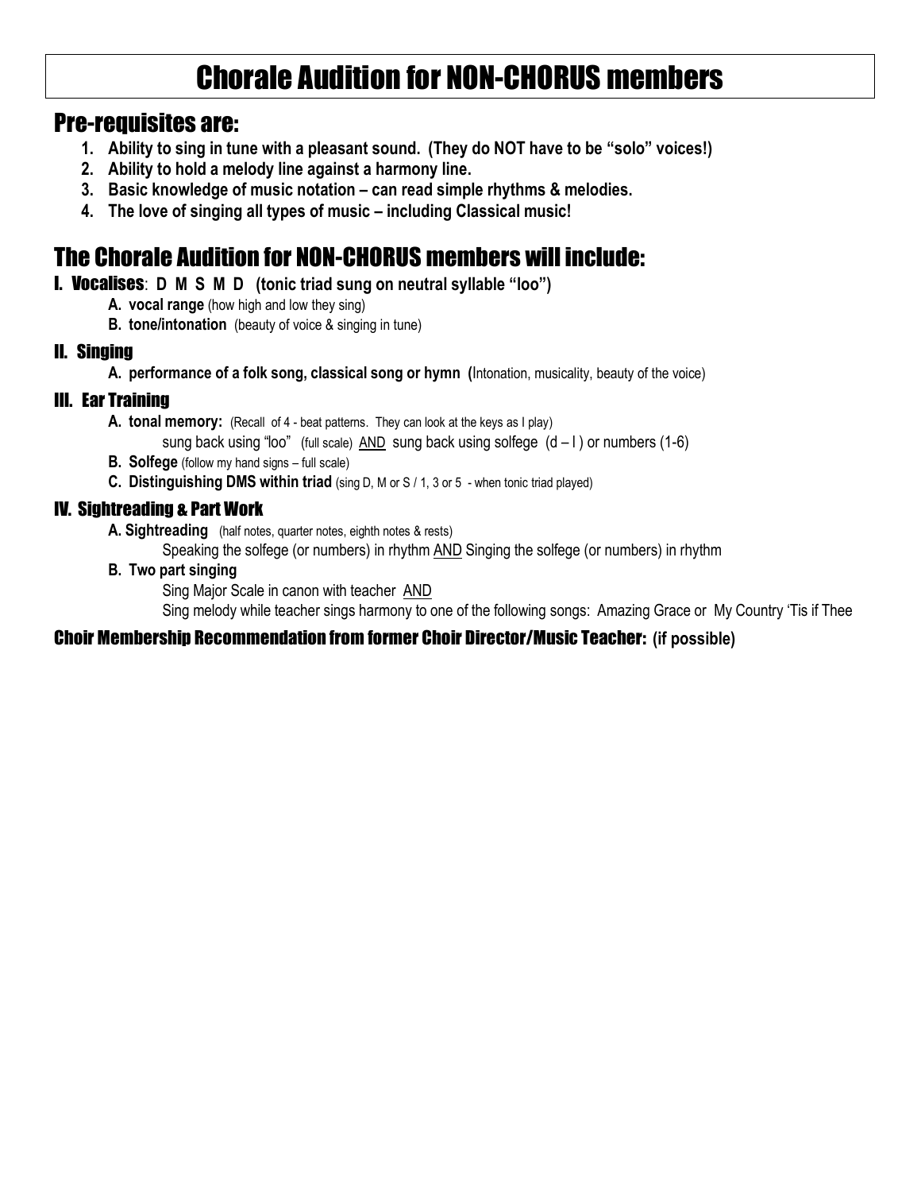# Chorale Audition for NON-CHORUS members

## Pre-requisites are:

1. **Ability to sing in tune with a pleasant sound. (They do NOT have to be "solo" voices!)**
2. **Ability to hold a melody line against a harmony line.**
3. **Basic knowledge of music notation – can read simple rhythms & melodies.**
4. **The love of singing all types of music – including Classical music!**

## The Chorale Audition for NON-CHORUS members will include:

### I. Vocalises: D M S M D (tonic triad sung on neutral syllable "loo")

- **A. vocal range** (how high and low they sing)
- **B. tone/intonation** (beauty of voice & singing in tune)

### II. Singing

- **A. performance of a folk song, classical song or hymn (**Intonation, musicality, beauty of the voice)

### III. Ear Training

- **A. tonal memory:** (Recall of 4 - beat patterns. They can look at the keys as I play)
  sung back using "loo" (full scale) AND sung back using solfege (d – l ) or numbers (1-6)
- **B. Solfege** (follow my hand signs – full scale)
- **C. Distinguishing DMS within triad** (sing D, M or S / 1, 3 or 5 - when tonic triad played)

### IV. Sightreading & Part Work

- **A. Sightreading** (half notes, quarter notes, eighth notes & rests)
  Speaking the solfege (or numbers) in rhythm AND Singing the solfege (or numbers) in rhythm
- **B. Two part singing**
  Sing Major Scale in canon with teacher AND
  Sing melody while teacher sings harmony to one of the following songs: Amazing Grace or My Country 'Tis if Thee

### Choir Membership Recommendation from former Choir Director/Music Teacher: (if possible)